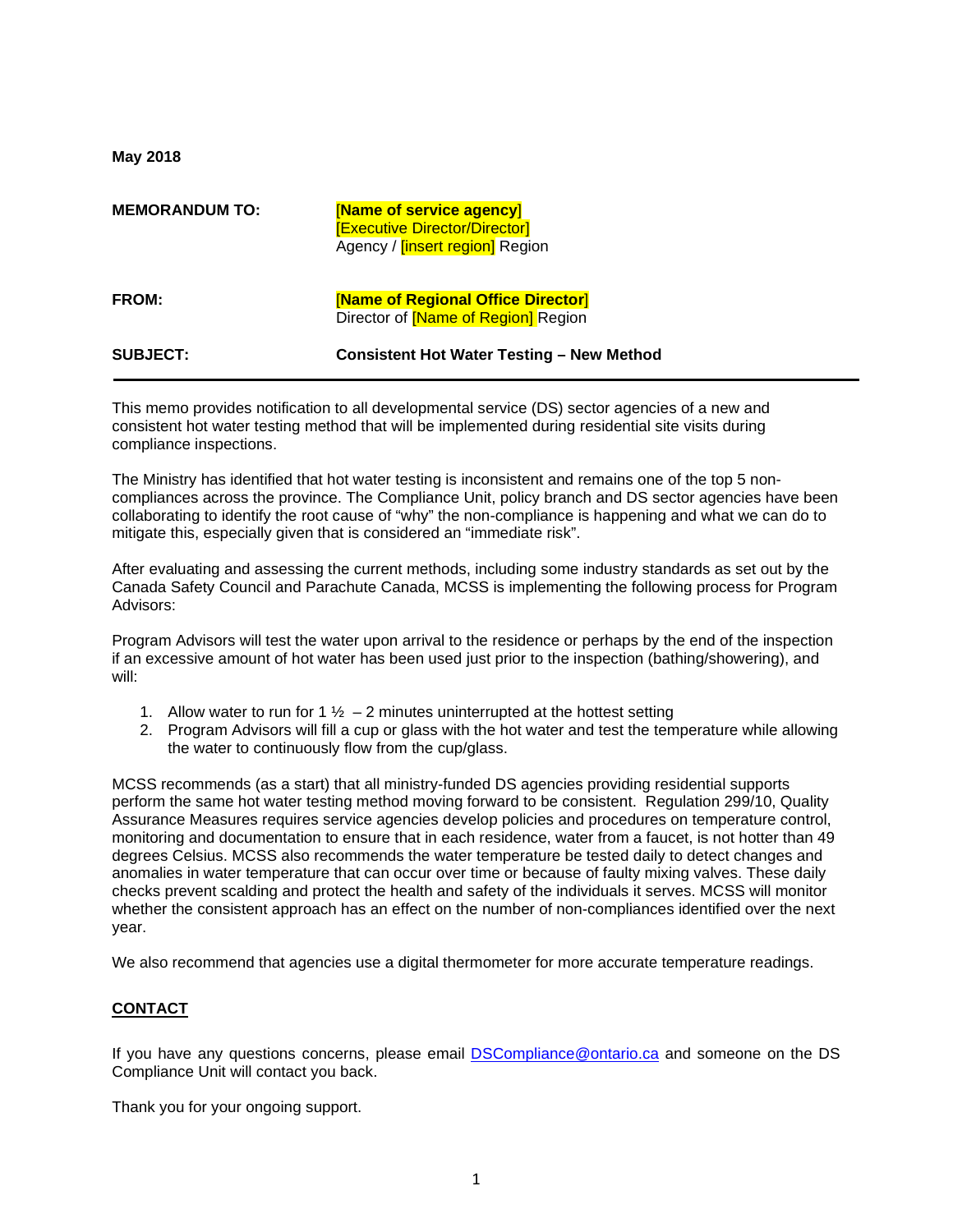**May 2018**

| | |
|---|---|
| **MEMORANDUM TO:** | [**Name of service agency**]<br>[Executive Director/Director]<br>Agency / [insert region] Region |
| **FROM:** | [**Name of Regional Office Director**]<br>Director of [Name of Region] Region |
| **SUBJECT:** | **Consistent Hot Water Testing – New Method** |

---

This memo provides notification to all developmental service (DS) sector agencies of a new and consistent hot water testing method that will be implemented during residential site visits during compliance inspections.

The Ministry has identified that hot water testing is inconsistent and remains one of the top 5 non-compliances across the province. The Compliance Unit, policy branch and DS sector agencies have been collaborating to identify the root cause of "why" the non-compliance is happening and what we can do to mitigate this, especially given that is considered an "immediate risk".

After evaluating and assessing the current methods, including some industry standards as set out by the Canada Safety Council and Parachute Canada, MCSS is implementing the following process for Program Advisors:

Program Advisors will test the water upon arrival to the residence or perhaps by the end of the inspection if an excessive amount of hot water has been used just prior to the inspection (bathing/showering), and will:

1. Allow water to run for 1 ½ – 2 minutes uninterrupted at the hottest setting
2. Program Advisors will fill a cup or glass with the hot water and test the temperature while allowing the water to continuously flow from the cup/glass.

MCSS recommends (as a start) that all ministry-funded DS agencies providing residential supports perform the same hot water testing method moving forward to be consistent. Regulation 299/10, Quality Assurance Measures requires service agencies develop policies and procedures on temperature control, monitoring and documentation to ensure that in each residence, water from a faucet, is not hotter than 49 degrees Celsius. MCSS also recommends the water temperature be tested daily to detect changes and anomalies in water temperature that can occur over time or because of faulty mixing valves. These daily checks prevent scalding and protect the health and safety of the individuals it serves. MCSS will monitor whether the consistent approach has an effect on the number of non-compliances identified over the next year.

We also recommend that agencies use a digital thermometer for more accurate temperature readings.

## CONTACT

If you have any questions concerns, please email DSCompliance@ontario.ca and someone on the DS Compliance Unit will contact you back.

Thank you for your ongoing support.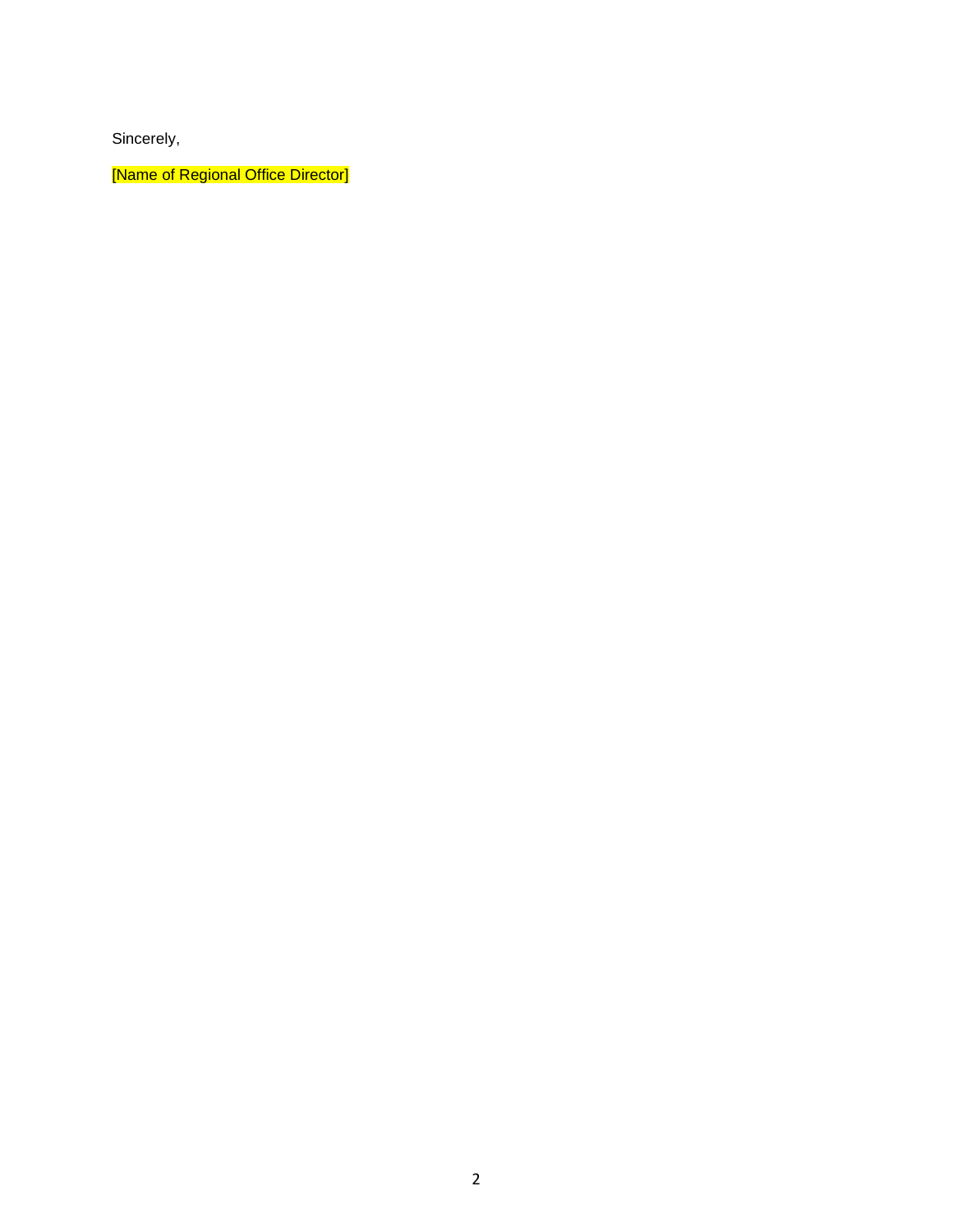Sincerely,

[Name of Regional Office Director]